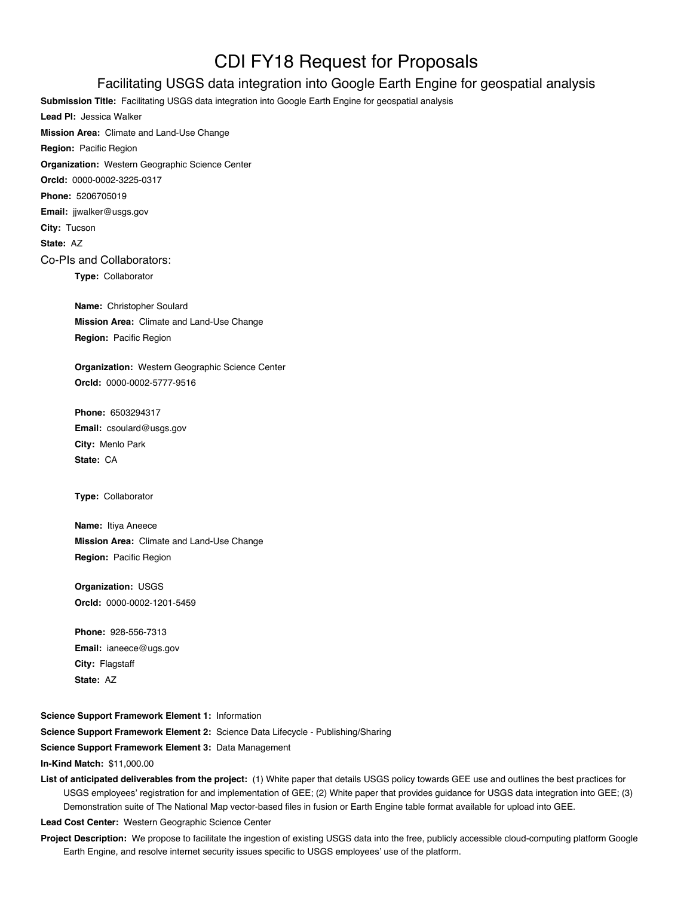# CDI FY18 Request for Proposals

## Facilitating USGS data integration into Google Earth Engine for geospatial analysis

**Submission Title:** Facilitating USGS data integration into Google Earth Engine for geospatial analysis

**Lead PI:** Jessica Walker

**Mission Area:** Climate and Land-Use Change

**Region:** Pacific Region

**Organization:** Western Geographic Science Center

**OrcId:** 0000-0002-3225-0317

**Phone:** 5206705019

**Email:** jjwalker@usgs.gov

**City:** Tucson

**State:** AZ

### Co-PIs and Collaborators:

**Type:** Collaborator

**Name:** Christopher Soulard

**Mission Area:** Climate and Land-Use Change

**Region:** Pacific Region

**Organization:** Western Geographic Science Center

**OrcId:** 0000-0002-5777-9516

**Phone:** 6503294317

**Email:** csoulard@usgs.gov

**City:** Menlo Park

**State:** CA

**Type:** Collaborator

**Name:** Itiya Aneece

**Mission Area:** Climate and Land-Use Change

**Region:** Pacific Region

**Organization:** USGS

**OrcId:** 0000-0002-1201-5459

**Phone:** 928-556-7313

**Email:** ianeece@ugs.gov

**City:** Flagstaff

**State:** AZ

**Science Support Framework Element 1:** Information

**Science Support Framework Element 2:** Science Data Lifecycle - Publishing/Sharing

**Science Support Framework Element 3:** Data Management

**In-Kind Match:** $11,000.00

**List of anticipated deliverables from the project:** (1) White paper that details USGS policy towards GEE use and outlines the best practices for USGS employees' registration for and implementation of GEE; (2) White paper that provides guidance for USGS data integration into GEE; (3) Demonstration suite of The National Map vector-based files in fusion or Earth Engine table format available for upload into GEE.

**Lead Cost Center:** Western Geographic Science Center

**Project Description:** We propose to facilitate the ingestion of existing USGS data into the free, publicly accessible cloud-computing platform Google Earth Engine, and resolve internet security issues specific to USGS employees' use of the platform.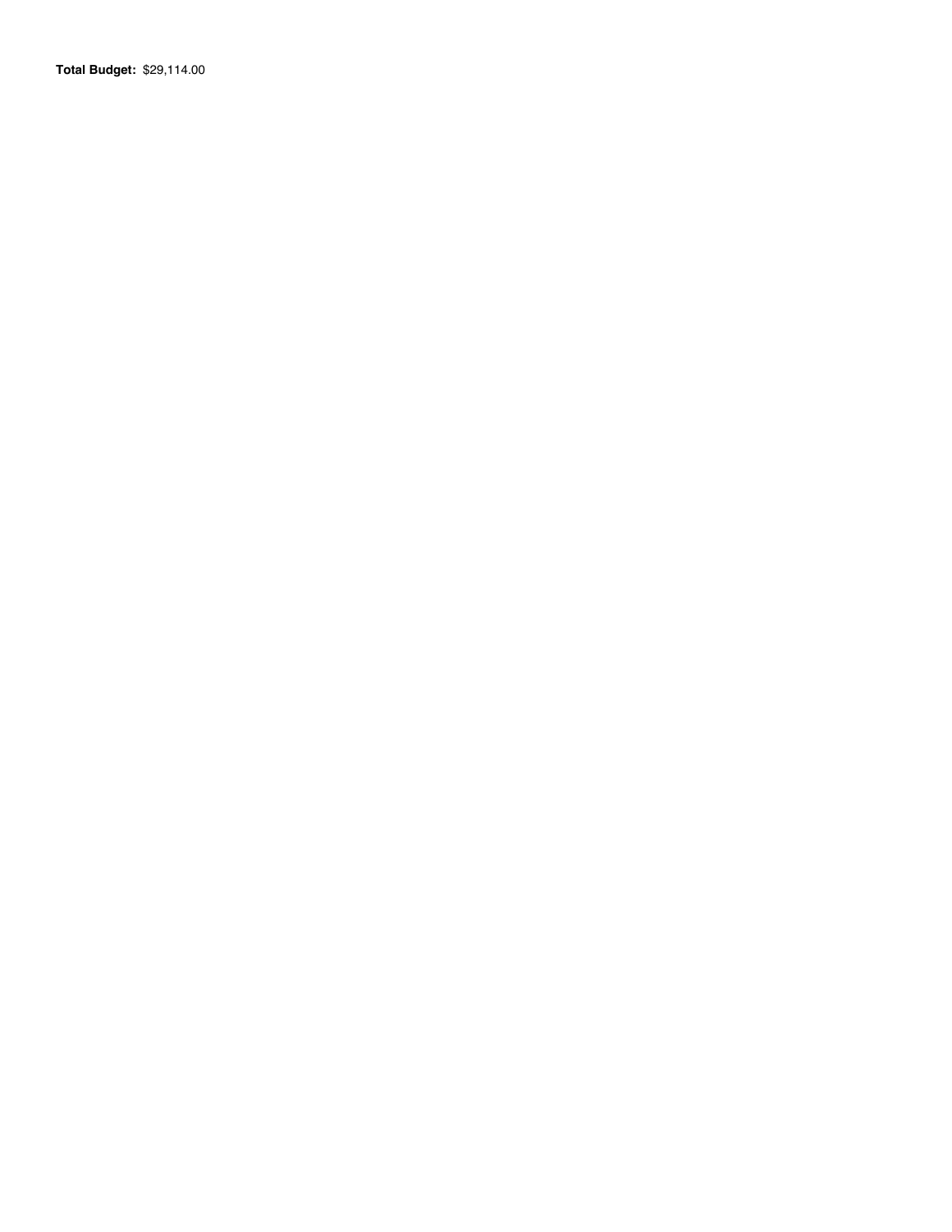**Total Budget:** $29,114.00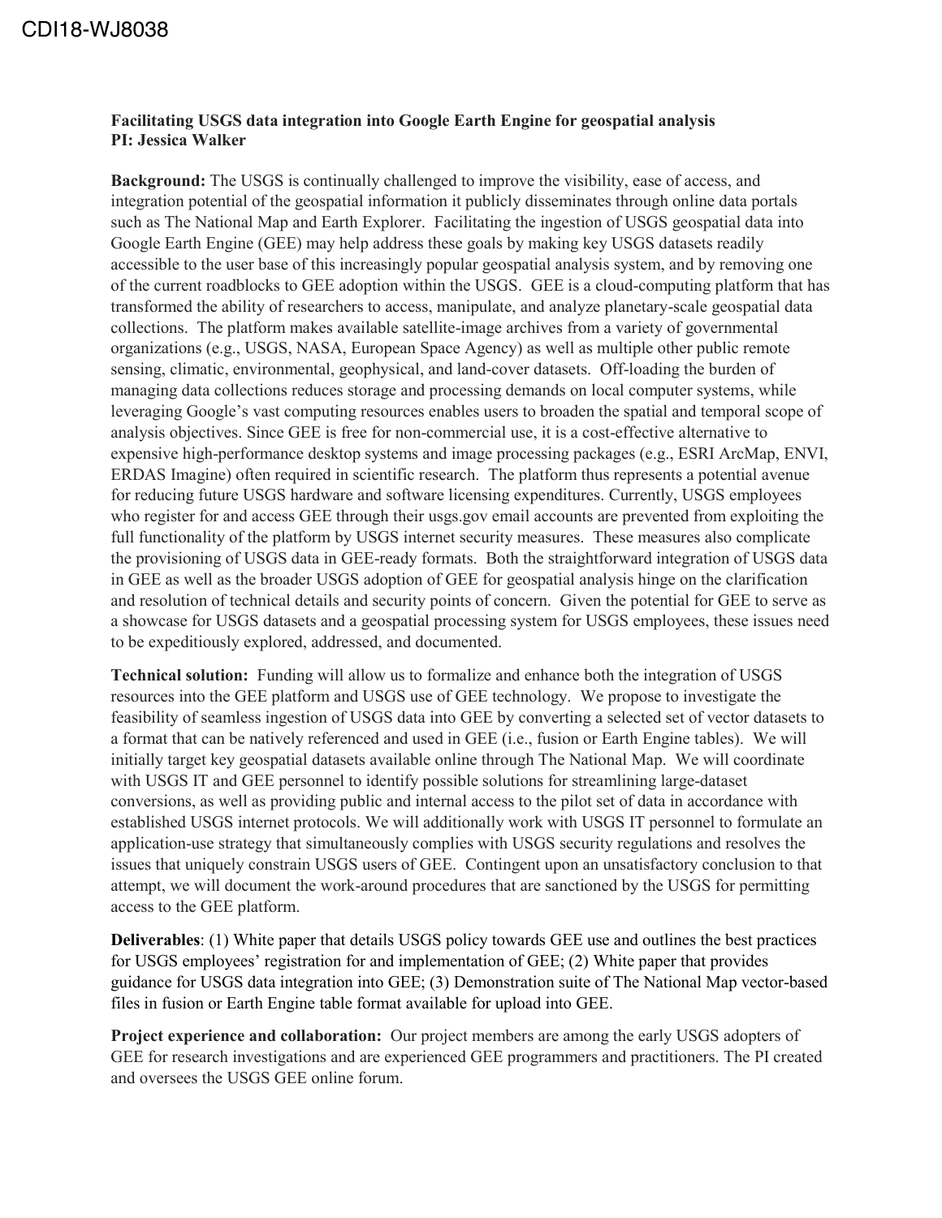CDI18-WJ8038

**Facilitating USGS data integration into Google Earth Engine for geospatial analysis**
**PI: Jessica Walker**

**Background:** The USGS is continually challenged to improve the visibility, ease of access, and integration potential of the geospatial information it publicly disseminates through online data portals such as The National Map and Earth Explorer. Facilitating the ingestion of USGS geospatial data into Google Earth Engine (GEE) may help address these goals by making key USGS datasets readily accessible to the user base of this increasingly popular geospatial analysis system, and by removing one of the current roadblocks to GEE adoption within the USGS. GEE is a cloud-computing platform that has transformed the ability of researchers to access, manipulate, and analyze planetary-scale geospatial data collections. The platform makes available satellite-image archives from a variety of governmental organizations (e.g., USGS, NASA, European Space Agency) as well as multiple other public remote sensing, climatic, environmental, geophysical, and land-cover datasets. Off-loading the burden of managing data collections reduces storage and processing demands on local computer systems, while leveraging Google's vast computing resources enables users to broaden the spatial and temporal scope of analysis objectives. Since GEE is free for non-commercial use, it is a cost-effective alternative to expensive high-performance desktop systems and image processing packages (e.g., ESRI ArcMap, ENVI, ERDAS Imagine) often required in scientific research. The platform thus represents a potential avenue for reducing future USGS hardware and software licensing expenditures. Currently, USGS employees who register for and access GEE through their usgs.gov email accounts are prevented from exploiting the full functionality of the platform by USGS internet security measures. These measures also complicate the provisioning of USGS data in GEE-ready formats. Both the straightforward integration of USGS data in GEE as well as the broader USGS adoption of GEE for geospatial analysis hinge on the clarification and resolution of technical details and security points of concern. Given the potential for GEE to serve as a showcase for USGS datasets and a geospatial processing system for USGS employees, these issues need to be expeditiously explored, addressed, and documented.

**Technical solution:** Funding will allow us to formalize and enhance both the integration of USGS resources into the GEE platform and USGS use of GEE technology. We propose to investigate the feasibility of seamless ingestion of USGS data into GEE by converting a selected set of vector datasets to a format that can be natively referenced and used in GEE (i.e., fusion or Earth Engine tables). We will initially target key geospatial datasets available online through The National Map. We will coordinate with USGS IT and GEE personnel to identify possible solutions for streamlining large-dataset conversions, as well as providing public and internal access to the pilot set of data in accordance with established USGS internet protocols. We will additionally work with USGS IT personnel to formulate an application-use strategy that simultaneously complies with USGS security regulations and resolves the issues that uniquely constrain USGS users of GEE. Contingent upon an unsatisfactory conclusion to that attempt, we will document the work-around procedures that are sanctioned by the USGS for permitting access to the GEE platform.

**Deliverables**: (1) White paper that details USGS policy towards GEE use and outlines the best practices for USGS employees' registration for and implementation of GEE; (2) White paper that provides guidance for USGS data integration into GEE; (3) Demonstration suite of The National Map vector-based files in fusion or Earth Engine table format available for upload into GEE.

**Project experience and collaboration:** Our project members are among the early USGS adopters of GEE for research investigations and are experienced GEE programmers and practitioners. The PI created and oversees the USGS GEE online forum.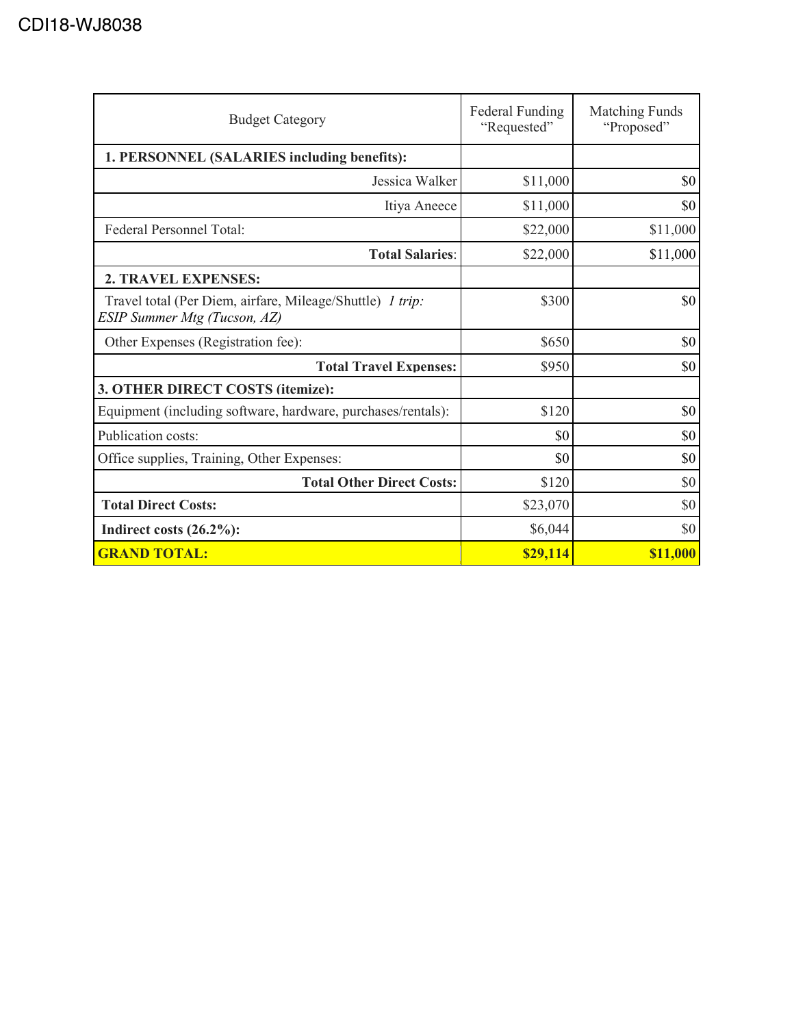CDI18-WJ8038

| Budget Category | Federal Funding "Requested" | Matching Funds "Proposed" |
|---|---|---|
| **1. PERSONNEL (SALARIES including benefits):** | | |
| Jessica Walker | $11,000 | $0 |
| Itiya Aneece | $11,000 | $0 |
| Federal Personnel Total: | $22,000 | $11,000 |
| **Total Salaries**: | $22,000 | $11,000 |
| **2. TRAVEL EXPENSES:** | | |
| Travel total (Per Diem, airfare, Mileage/Shuttle) *1 trip: ESIP Summer Mtg (Tucson, AZ)* | $300 | $0 |
| Other Expenses (Registration fee): | $650 | $0 |
| **Total Travel Expenses:** | $950 | $0 |
| **3. OTHER DIRECT COSTS (itemize):** | | |
| Equipment (including software, hardware, purchases/rentals): | $120 | $0 |
| Publication costs: | $0 | $0 |
| Office supplies, Training, Other Expenses: | $0 | $0 |
| **Total Other Direct Costs:** | $120 | $0 |
| **Total Direct Costs:** | $23,070 | $0 |
| **Indirect costs (26.2%):** | $6,044 | $0 |
| **GRAND TOTAL:** | **$29,114** | **$11,000** |